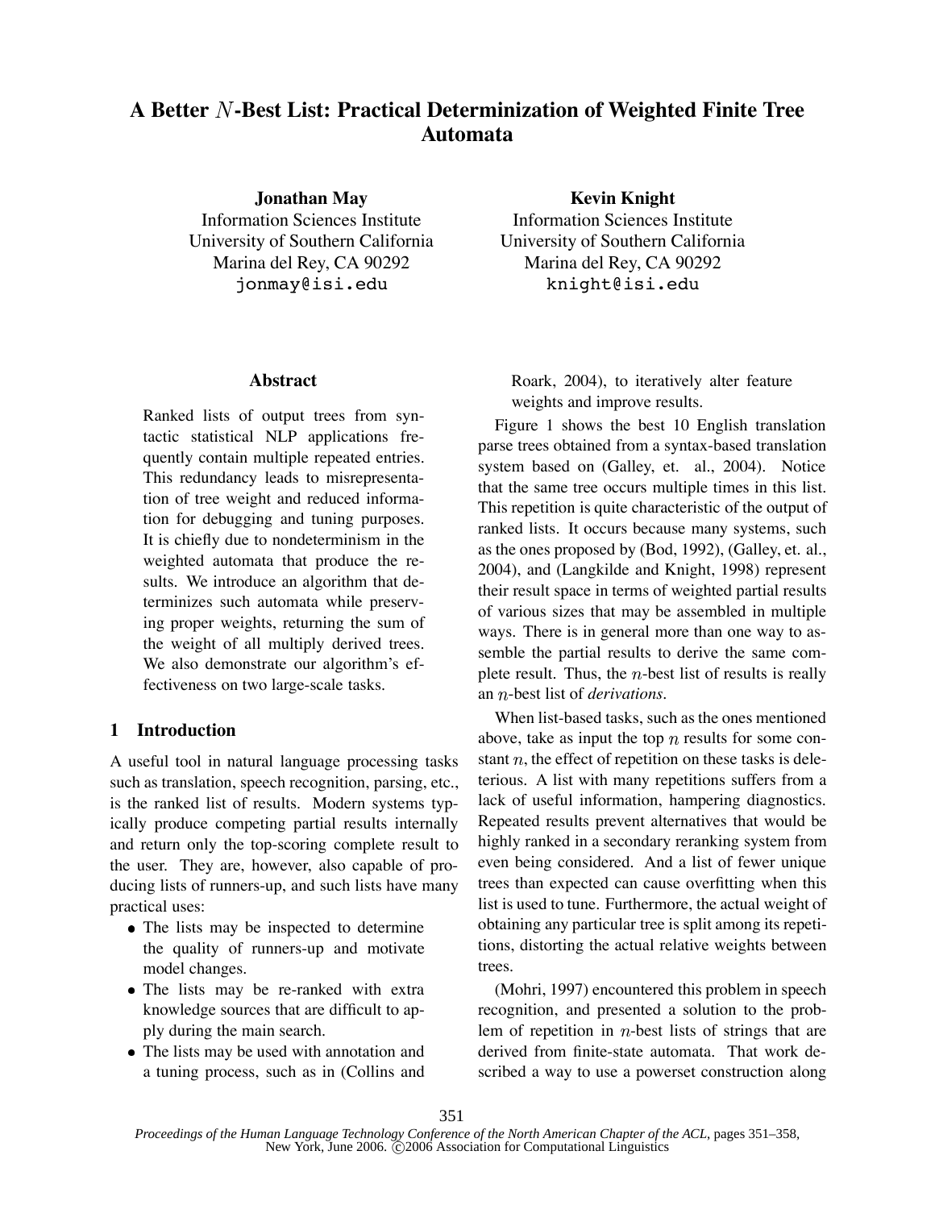# A Better $N$-Best List: Practical Determinization of Weighted Finite Tree Automata

**Jonathan May**
Information Sciences Institute
University of Southern California
Marina del Rey, CA 90292
jonmay@isi.edu

**Kevin Knight**
Information Sciences Institute
University of Southern California
Marina del Rey, CA 90292
knight@isi.edu

## Abstract

Ranked lists of output trees from syntactic statistical NLP applications frequently contain multiple repeated entries. This redundancy leads to misrepresentation of tree weight and reduced information for debugging and tuning purposes. It is chiefly due to nondeterminism in the weighted automata that produce the results. We introduce an algorithm that determinizes such automata while preserving proper weights, returning the sum of the weight of all multiply derived trees. We also demonstrate our algorithm's effectiveness on two large-scale tasks.

## 1 Introduction

A useful tool in natural language processing tasks such as translation, speech recognition, parsing, etc., is the ranked list of results. Modern systems typically produce competing partial results internally and return only the top-scoring complete result to the user. They are, however, also capable of producing lists of runners-up, and such lists have many practical uses:

- The lists may be inspected to determine the quality of runners-up and motivate model changes.
- The lists may be re-ranked with extra knowledge sources that are difficult to apply during the main search.
- The lists may be used with annotation and a tuning process, such as in (Collins and Roark, 2004), to iteratively alter feature weights and improve results.

Figure 1 shows the best 10 English translation parse trees obtained from a syntax-based translation system based on (Galley, et. al., 2004). Notice that the same tree occurs multiple times in this list. This repetition is quite characteristic of the output of ranked lists. It occurs because many systems, such as the ones proposed by (Bod, 1992), (Galley, et. al., 2004), and (Langkilde and Knight, 1998) represent their result space in terms of weighted partial results of various sizes that may be assembled in multiple ways. There is in general more than one way to assemble the partial results to derive the same complete result. Thus, the $n$-best list of results is really an $n$-best list of *derivations*.

When list-based tasks, such as the ones mentioned above, take as input the top $n$ results for some constant $n$, the effect of repetition on these tasks is deleterious. A list with many repetitions suffers from a lack of useful information, hampering diagnostics. Repeated results prevent alternatives that would be highly ranked in a secondary reranking system from even being considered. And a list of fewer unique trees than expected can cause overfitting when this list is used to tune. Furthermore, the actual weight of obtaining any particular tree is split among its repetitions, distorting the actual relative weights between trees.

(Mohri, 1997) encountered this problem in speech recognition, and presented a solution to the problem of repetition in $n$-best lists of strings that are derived from finite-state automata. That work described a way to use a powerset construction along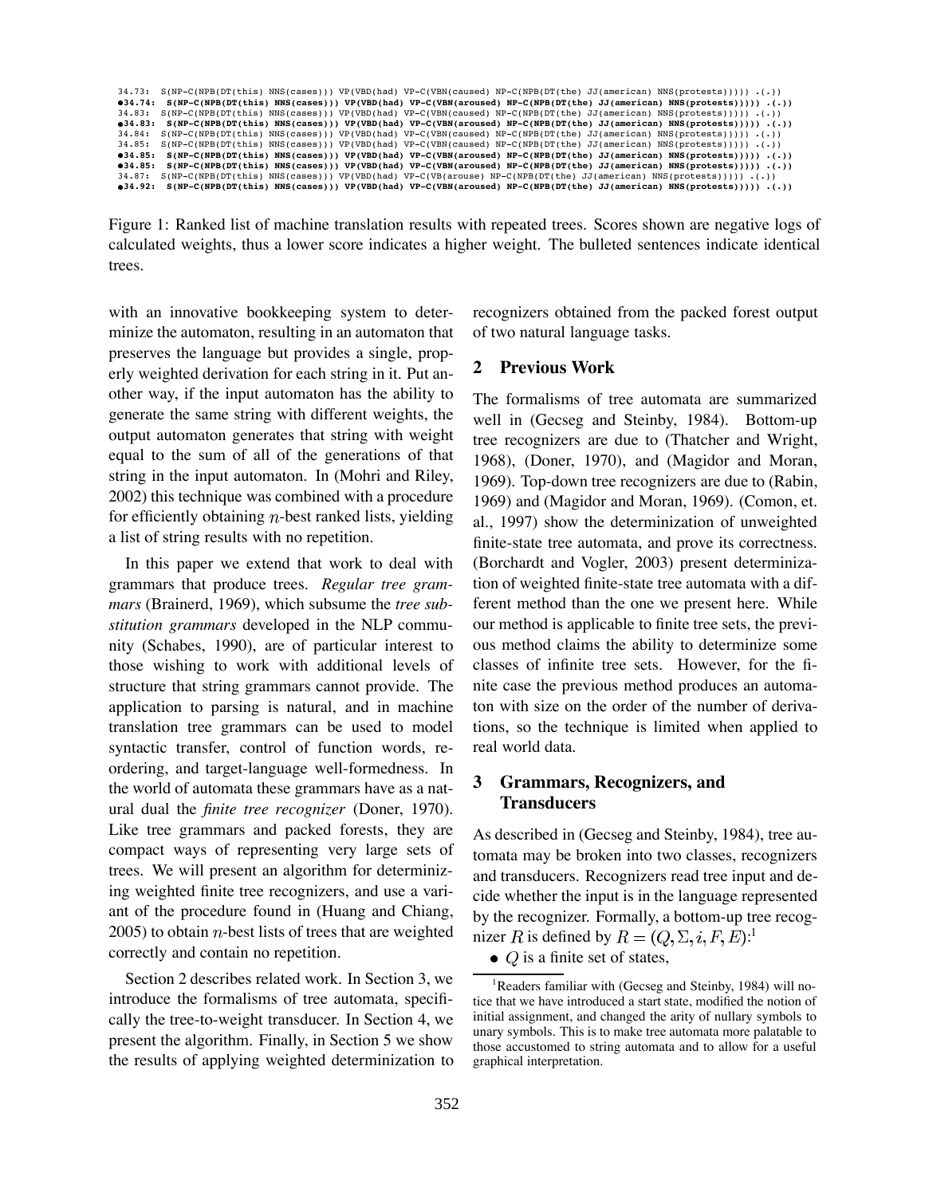```
34.73:  S(NP-C(NPB(DT(this) NNS(cases))) VP(VBD(had) VP-C(VBN(caused) NP-C(NPB(DT(the) JJ(american) NNS(protests))))) .(.))
•34.74:  S(NP-C(NPB(DT(this) NNS(cases))) VP(VBD(had) VP-C(VBN(aroused) NP-C(NPB(DT(the) JJ(american) NNS(protests))))) .(.))
34.83:  S(NP-C(NPB(DT(this) NNS(cases))) VP(VBD(had) VP-C(VBN(caused) NP-C(NPB(DT(the) JJ(american) NNS(protests))))) .(.))
•34.83:  S(NP-C(NPB(DT(this) NNS(cases))) VP(VBD(had) VP-C(VBN(aroused) NP-C(NPB(DT(the) JJ(american) NNS(protests))))) .(.))
34.84:  S(NP-C(NPB(DT(this) NNS(cases))) VP(VBD(had) VP-C(VBN(caused) NP-C(NPB(DT(the) JJ(american) NNS(protests))))) .(.))
34.85:  S(NP-C(NPB(DT(this) NNS(cases))) VP(VBD(had) VP-C(VBN(caused) NP-C(NPB(DT(the) JJ(american) NNS(protests))))) .(.))
•34.85:  S(NP-C(NPB(DT(this) NNS(cases))) VP(VBD(had) VP-C(VBN(aroused) NP-C(NPB(DT(the) JJ(american) NNS(protests))))) .(.))
•34.85:  S(NP-C(NPB(DT(this) NNS(cases))) VP(VBD(had) VP-C(VBN(aroused) NP-C(NPB(DT(the) JJ(american) NNS(protests))))) .(.))
34.87:  S(NP-C(NPB(DT(this) NNS(cases))) VP(VBD(had) VP-C(VB(arouse) NP-C(NPB(DT(the) JJ(american) NNS(protests))))) .(.))
•34.92:  S(NP-C(NPB(DT(this) NNS(cases))) VP(VBD(had) VP-C(VBN(aroused) NP-C(NPB(DT(the) JJ(american) NNS(protests))))) .(.))
```

Figure 1: Ranked list of machine translation results with repeated trees. Scores shown are negative logs of calculated weights, thus a lower score indicates a higher weight. The bulleted sentences indicate identical trees.

with an innovative bookkeeping system to determinize the automaton, resulting in an automaton that preserves the language but provides a single, properly weighted derivation for each string in it. Put another way, if the input automaton has the ability to generate the same string with different weights, the output automaton generates that string with weight equal to the sum of all of the generations of that string in the input automaton. In (Mohri and Riley, 2002) this technique was combined with a procedure for efficiently obtaining $n$-best ranked lists, yielding a list of string results with no repetition.

In this paper we extend that work to deal with grammars that produce trees. *Regular tree grammars* (Brainerd, 1969), which subsume the *tree substitution grammars* developed in the NLP community (Schabes, 1990), are of particular interest to those wishing to work with additional levels of structure that string grammars cannot provide. The application to parsing is natural, and in machine translation tree grammars can be used to model syntactic transfer, control of function words, reordering, and target-language well-formedness. In the world of automata these grammars have as a natural dual the *finite tree recognizer* (Doner, 1970). Like tree grammars and packed forests, they are compact ways of representing very large sets of trees. We will present an algorithm for determinizing weighted finite tree recognizers, and use a variant of the procedure found in (Huang and Chiang, 2005) to obtain $n$-best lists of trees that are weighted correctly and contain no repetition.

Section 2 describes related work. In Section 3, we introduce the formalisms of tree automata, specifically the tree-to-weight transducer. In Section 4, we present the algorithm. Finally, in Section 5 we show the results of applying weighted determinization to recognizers obtained from the packed forest output of two natural language tasks.

## 2 Previous Work

The formalisms of tree automata are summarized well in (Gecseg and Steinby, 1984). Bottom-up tree recognizers are due to (Thatcher and Wright, 1968), (Doner, 1970), and (Magidor and Moran, 1969). Top-down tree recognizers are due to (Rabin, 1969) and (Magidor and Moran, 1969). (Comon, et. al., 1997) show the determinization of unweighted finite-state tree automata, and prove its correctness. (Borchardt and Vogler, 2003) present determinization of weighted finite-state tree automata with a different method than the one we present here. While our method is applicable to finite tree sets, the previous method claims the ability to determinize some classes of infinite tree sets. However, for the finite case the previous method produces an automaton with size on the order of the number of derivations, so the technique is limited when applied to real world data.

## 3 Grammars, Recognizers, and Transducers

As described in (Gecseg and Steinby, 1984), tree automata may be broken into two classes, recognizers and transducers. Recognizers read tree input and decide whether the input is in the language represented by the recognizer. Formally, a bottom-up tree recognizer $R$ is defined by $R = (Q, \Sigma, i, F, E)$:[1]

- $Q$ is a finite set of states,

[1] Readers familiar with (Gecseg and Steinby, 1984) will notice that we have introduced a start state, modified the notion of initial assignment, and changed the arity of nullary symbols to unary symbols. This is to make tree automata more palatable to those accustomed to string automata and to allow for a useful graphical interpretation.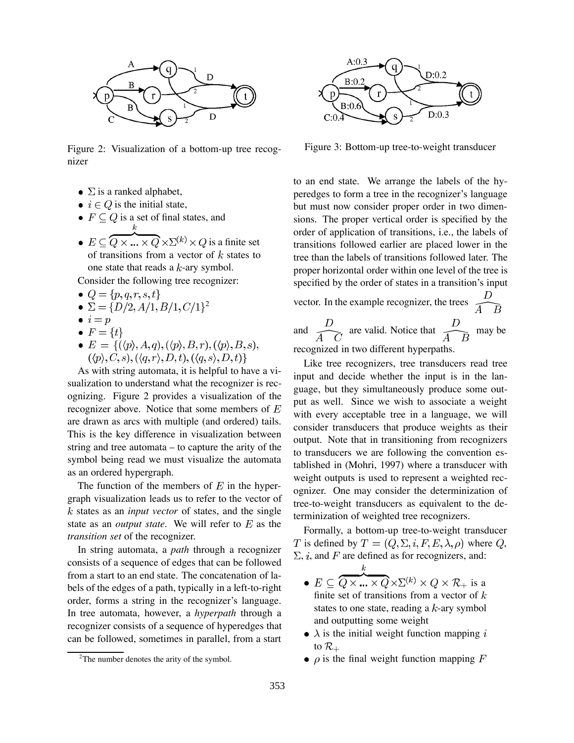Figure 2: Visualization of a bottom-up tree recognizer

Figure 3: Bottom-up tree-to-weight transducer

- $\Sigma$ is a ranked alphabet,
- $i \in Q$ is the initial state,
- $F \subseteq Q$ is a set of final states, and
- $E \subseteq \overbrace{Q \times ... \times Q}^{k} \times \Sigma^{(k)} \times Q$ is a finite set of transitions from a vector of $k$ states to one state that reads a $k$-ary symbol.

Consider the following tree recognizer:

- $Q = \{p, q, r, s, t\}$
- $\Sigma = \{D/2, A/1, B/1, C/1\}$[2]
- $i = p$
- $F = \{t\}$
- $E = \{(\langle p \rangle, A, q), (\langle p \rangle, B, r), (\langle p \rangle, B, s), (\langle p \rangle, C, s), (\langle q, r \rangle, D, t), (\langle q, s \rangle, D, t)\}$

As with string automata, it is helpful to have a visualization to understand what the recognizer is recognizing. Figure 2 provides a visualization of the recognizer above. Notice that some members of $E$ are drawn as arcs with multiple (and ordered) tails. This is the key difference in visualization between string and tree automata – to capture the arity of the symbol being read we must visualize the automata as an ordered hypergraph.

The function of the members of $E$ in the hypergraph visualization leads us to refer to the vector of $k$ states as an *input vector* of states, and the single state as an *output state*. We will refer to $E$ as the *transition set* of the recognizer.

In string automata, a *path* through a recognizer consists of a sequence of edges that can be followed from a start to an end state. The concatenation of labels of the edges of a path, typically in a left-to-right order, forms a string in the recognizer's language. In tree automata, however, a *hyperpath* through a recognizer consists of a sequence of hyperedges that can be followed, sometimes in parallel, from a start to an end state. We arrange the labels of the hyperedges to form a tree in the recognizer's language but must now consider proper order in two dimensions. The proper vertical order is specified by the order of application of transitions, i.e., the labels of transitions followed earlier are placed lower in the tree than the labels of transitions followed later. The proper horizontal order within one level of the tree is specified by the order of states in a transition's input vector. In the example recognizer, the trees $\overset{D}{\widehat{A \quad B}}$ and $\overset{D}{\widehat{A \quad C}}$ are valid. Notice that $\overset{D}{\widehat{A \quad B}}$ may be recognized in two different hyperpaths.

Like tree recognizers, tree transducers read tree input and decide whether the input is in the language, but they simultaneously produce some output as well. Since we wish to associate a weight with every acceptable tree in a language, we will consider transducers that produce weights as their output. Note that in transitioning from recognizers to transducers we are following the convention established in (Mohri, 1997) where a transducer with weight outputs is used to represent a weighted recognizer. One may consider the determinization of tree-to-weight transducers as equivalent to the determinization of weighted tree recognizers.

Formally, a bottom-up tree-to-weight transducer $T$ is defined by $T = (Q, \Sigma, i, F, E, \lambda, \rho)$ where $Q$, $\Sigma$, $i$, and $F$ are defined as for recognizers, and:

- $E \subseteq \overbrace{Q \times ... \times Q}^{k} \times \Sigma^{(k)} \times Q \times \mathcal{R}_+$ is a finite set of transitions from a vector of $k$ states to one state, reading a $k$-ary symbol and outputting some weight
- $\lambda$ is the initial weight function mapping $i$ to $\mathcal{R}_+$
- $\rho$ is the final weight function mapping $F$

[2] The number denotes the arity of the symbol.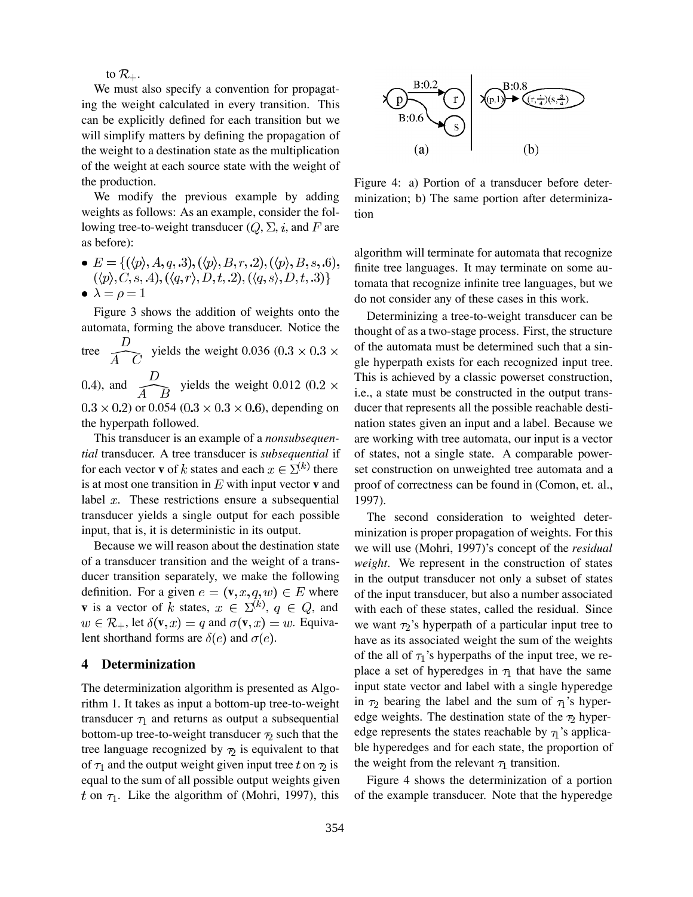to $\mathcal{R}_+$.

We must also specify a convention for propagating the weight calculated in every transition. This can be explicitly defined for each transition but we will simplify matters by defining the propagation of the weight to a destination state as the multiplication of the weight at each source state with the weight of the production.

We modify the previous example by adding weights as follows: As an example, consider the following tree-to-weight transducer ($Q, \Sigma, i$, and $F$ are as before):

- $E = \{(\langle p \rangle, A, q, .3), (\langle p \rangle, B, r, .2), (\langle p \rangle, B, s, .6), (\langle p \rangle, C, s, .4), (\langle q, r \rangle, D, t, .2), (\langle q, s \rangle, D, t, .3)\}$
- $\lambda = \rho = 1$

Figure 3 shows the addition of weights onto the automata, forming the above transducer. Notice the tree $\overset{D}{\widehat{A \quad C}}$ yields the weight 0.036 ($0.3 \times 0.3 \times 0.4$), and $\overset{D}{\widehat{A \quad B}}$ yields the weight 0.012 ($0.2 \times 0.3 \times 0.2$) or 0.054 ($0.3 \times 0.3 \times 0.6$), depending on the hyperpath followed.

This transducer is an example of a *nonsubsequential* transducer. A tree transducer is *subsequential* if for each vector **v** of $k$ states and each $x \in \Sigma^{(k)}$ there is at most one transition in $E$ with input vector **v** and label $x$. These restrictions ensure a subsequential transducer yields a single output for each possible input, that is, it is deterministic in its output.

Because we will reason about the destination state of a transducer transition and the weight of a transducer transition separately, we make the following definition. For a given $e = (\mathbf{v}, x, q, w) \in E$ where **v** is a vector of $k$ states, $x \in \Sigma^{(k)}$, $q \in Q$, and $w \in \mathcal{R}_+$, let $\delta(\mathbf{v}, x) = q$ and $\sigma(\mathbf{v}, x) = w$. Equivalent shorthand forms are $\delta(e)$ and $\sigma(e)$.

## 4 Determinization

The determinization algorithm is presented as Algorithm 1. It takes as input a bottom-up tree-to-weight transducer $\tau_1$ and returns as output a subsequential bottom-up tree-to-weight transducer $\tau_2$ such that the tree language recognized by $\tau_2$ is equivalent to that of $\tau_1$ and the output weight given input tree $t$ on $\tau_2$ is equal to the sum of all possible output weights given $t$ on $\tau_1$. Like the algorithm of (Mohri, 1997), this algorithm will terminate for automata that recognize finite tree languages. It may terminate on some automata that recognize infinite tree languages, but we do not consider any of these cases in this work.

Figure 4: a) Portion of a transducer before determinization; b) The same portion after determinization

Determinizing a tree-to-weight transducer can be thought of as a two-stage process. First, the structure of the automata must be determined such that a single hyperpath exists for each recognized input tree. This is achieved by a classic powerset construction, i.e., a state must be constructed in the output transducer that represents all the possible reachable destination states given an input and a label. Because we are working with tree automata, our input is a vector of states, not a single state. A comparable powerset construction on unweighted tree automata and a proof of correctness can be found in (Comon, et. al., 1997).

The second consideration to weighted determinization is proper propagation of weights. For this we will use (Mohri, 1997)'s concept of the *residual weight*. We represent in the construction of states in the output transducer not only a subset of states of the input transducer, but also a number associated with each of these states, called the residual. Since we want $\tau_2$'s hyperpath of a particular input tree to have as its associated weight the sum of the weights of the all of $\tau_1$'s hyperpaths of the input tree, we replace a set of hyperedges in $\tau_1$ that have the same input state vector and label with a single hyperedge in $\tau_2$ bearing the label and the sum of $\tau_1$'s hyperedge weights. The destination state of the $\tau_2$ hyperedge represents the states reachable by $\tau_1$'s applicable hyperedges and for each state, the proportion of the weight from the relevant $\tau_1$ transition.

Figure 4 shows the determinization of a portion of the example transducer. Note that the hyperedge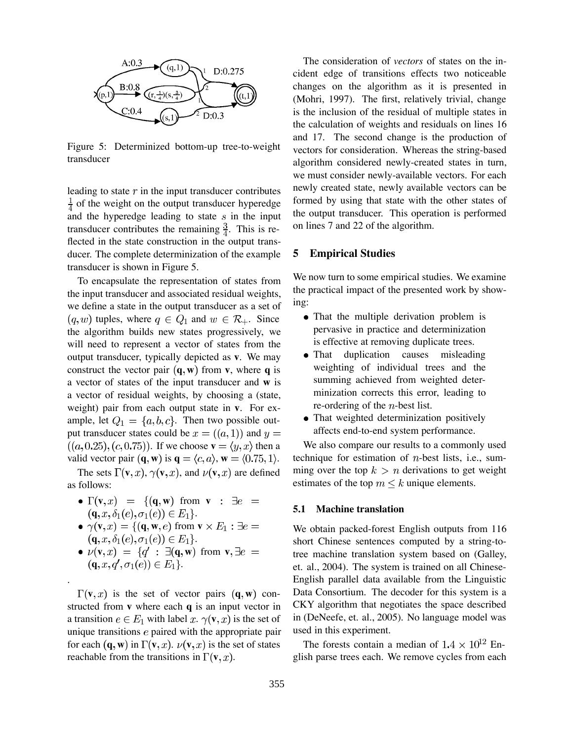Figure 5: Determinized bottom-up tree-to-weight transducer

leading to state $r$ in the input transducer contributes $\frac{1}{4}$ of the weight on the output transducer hyperedge and the hyperedge leading to state $s$ in the input transducer contributes the remaining $\frac{3}{4}$. This is reflected in the state construction in the output transducer. The complete determinization of the example transducer is shown in Figure 5.

To encapsulate the representation of states from the input transducer and associated residual weights, we define a state in the output transducer as a set of $(q, w)$ tuples, where $q \in Q_1$ and $w \in \mathcal{R}_+$. Since the algorithm builds new states progressively, we will need to represent a vector of states from the output transducer, typically depicted as **v**. We may construct the vector pair $(\mathbf{q}, \mathbf{w})$ from **v**, where **q** is a vector of states of the input transducer and **w** is a vector of residual weights, by choosing a (state, weight) pair from each output state in **v**. For example, let $Q_1 = \{a, b, c\}$. Then two possible output transducer states could be $x = ((a, 1))$ and $y = ((a, 0.25), (c, 0.75))$. If we choose $\mathbf{v} = \langle y, x \rangle$ then a valid vector pair $(\mathbf{q}, \mathbf{w})$ is $\mathbf{q} = \langle c, a \rangle$, $\mathbf{w} = \langle 0.75, 1 \rangle$.

The sets $\Gamma(\mathbf{v}, x)$, $\gamma(\mathbf{v}, x)$, and $\nu(\mathbf{v}, x)$ are defined as follows:

- $\Gamma(\mathbf{v}, x) = \{(\mathbf{q}, \mathbf{w})$ from $\mathbf{v} : \exists e = (\mathbf{q}, x, \delta_1(e), \sigma_1(e)) \in E_1\}$.
- $\gamma(\mathbf{v}, x) = \{(\mathbf{q}, \mathbf{w}, e)$ from $\mathbf{v} \times E_1 : \exists e = (\mathbf{q}, x, \delta_1(e), \sigma_1(e)) \in E_1\}$.
- $\nu(\mathbf{v}, x) = \{q' : \exists(\mathbf{q}, \mathbf{w})$ from $\mathbf{v}, \exists e = (\mathbf{q}, x, q', \sigma_1(e)) \in E_1\}$.

.

$\Gamma(\mathbf{v}, x)$ is the set of vector pairs $(\mathbf{q}, \mathbf{w})$ constructed from **v** where each **q** is an input vector in a transition $e \in E_1$ with label $x$. $\gamma(\mathbf{v}, x)$ is the set of unique transitions $e$ paired with the appropriate pair for each $(\mathbf{q}, \mathbf{w})$ in $\Gamma(\mathbf{v}, x)$. $\nu(\mathbf{v}, x)$ is the set of states reachable from the transitions in $\Gamma(\mathbf{v}, x)$.

The consideration of *vectors* of states on the incident edge of transitions effects two noticeable changes on the algorithm as it is presented in (Mohri, 1997). The first, relatively trivial, change is the inclusion of the residual of multiple states in the calculation of weights and residuals on lines 16 and 17. The second change is the production of vectors for consideration. Whereas the string-based algorithm considered newly-created states in turn, we must consider newly-available vectors. For each newly created state, newly available vectors can be formed by using that state with the other states of the output transducer. This operation is performed on lines 7 and 22 of the algorithm.

## 5 Empirical Studies

We now turn to some empirical studies. We examine the practical impact of the presented work by showing:

- That the multiple derivation problem is pervasive in practice and determinization is effective at removing duplicate trees.
- That duplication causes misleading weighting of individual trees and the summing achieved from weighted determinization corrects this error, leading to re-ordering of the $n$-best list.
- That weighted determinization positively affects end-to-end system performance.

We also compare our results to a commonly used technique for estimation of $n$-best lists, i.e., summing over the top $k > n$ derivations to get weight estimates of the top $m \leq k$ unique elements.

### 5.1 Machine translation

We obtain packed-forest English outputs from 116 short Chinese sentences computed by a string-to-tree machine translation system based on (Galley, et. al., 2004). The system is trained on all Chinese-English parallel data available from the Linguistic Data Consortium. The decoder for this system is a CKY algorithm that negotiates the space described in (DeNeefe, et. al., 2005). No language model was used in this experiment.

The forests contain a median of $1.4 \times 10^{12}$ English parse trees each. We remove cycles from each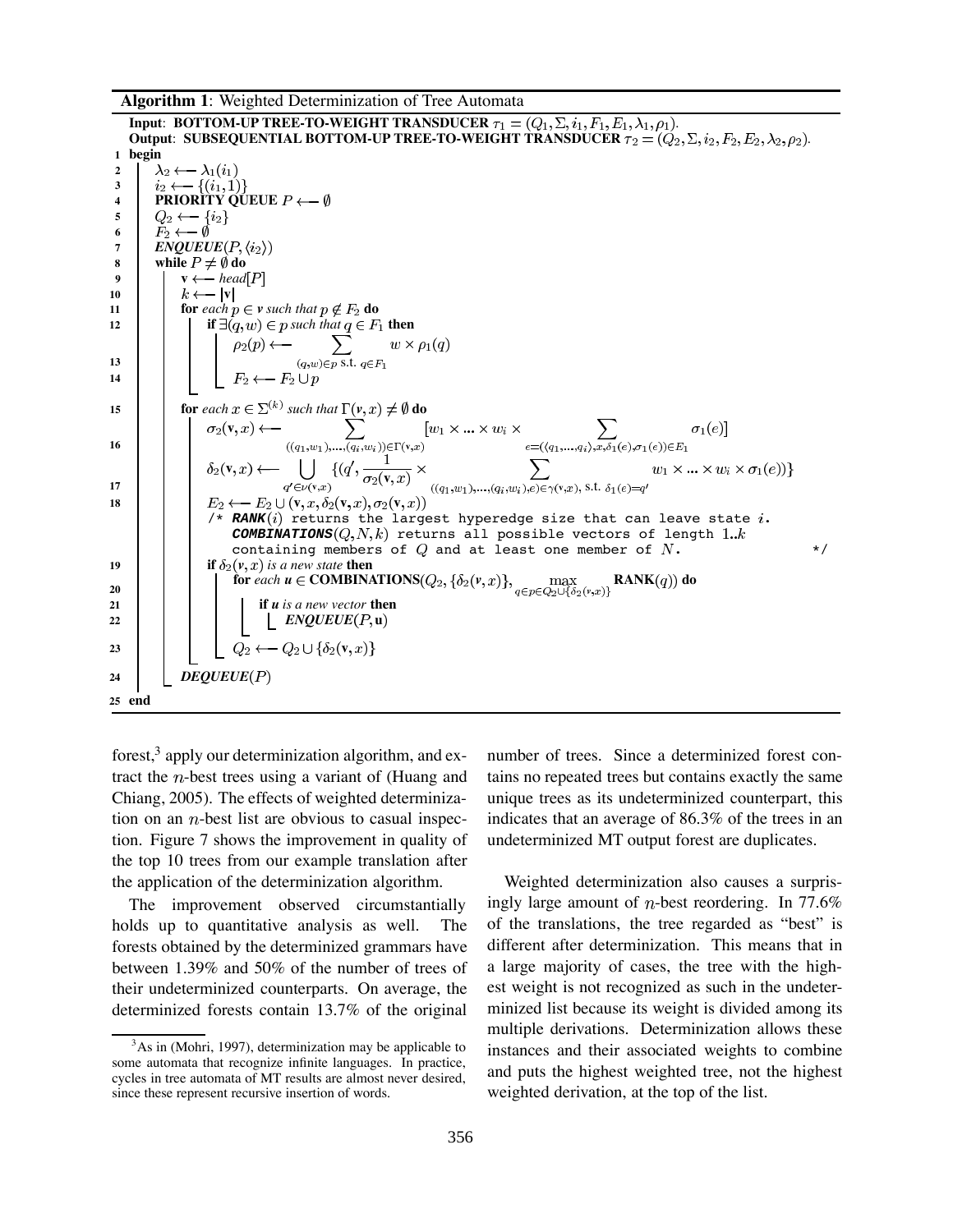**Algorithm 1**: Weighted Determinization of Tree Automata

```
Input: BOTTOM-UP TREE-TO-WEIGHT TRANSDUCER τ1 = (Q1, Σ, i1, F1, E1, λ1, ρ1).
Output: SUBSEQUENTIAL BOTTOM-UP TREE-TO-WEIGHT TRANSDUCER τ2 = (Q2, Σ, i2, F2, E2, λ2, ρ2).
1  begin
2     λ2 ← λ1(i1)
3     i2 ← {(i1, 1)}
4     PRIORITY QUEUE P ← ∅
5     Q2 ← {i2}
6     F2 ← ∅
7     ENQUEUE(P, ⟨i2⟩)
8     while P ≠ ∅ do
9        v ← head[P]
10       k ← |v|
11       for each p ∈ v such that p ∉ F2 do
12          if ∃(q, w) ∈ p such that q ∈ F1 then
13             ρ2(p) ← Σ_{(q,w)∈p s.t. q∈F1} w × ρ1(q)
14             F2 ← F2 ∪ p
15       for each x ∈ Σ^(k) such that Γ(v, x) ≠ ∅ do
16          σ2(v, x) ← Σ_{((q1,w1),...,(qi,wi))∈Γ(v,x)} [w1 × ... × wi × Σ_{e=(⟨q1,...,qi⟩,x,δ1(e),σ1(e))∈E1} σ1(e)]
17          δ2(v, x) ← ⋃_{q'∈ν(v,x)} {(q', 1/σ2(v,x) × Σ_{((q1,w1),...,(qi,wi),e)∈γ(v,x), s.t. δ1(e)=q'} w1 × ... × wi × σ1(e))}
18          E2 ← E2 ∪ (v, x, δ2(v, x), σ2(v, x))
            /* RANK(i) returns the largest hyperedge size that can leave state i.
               COMBINATIONS(Q, N, k) returns all possible vectors of length 1..k
               containing members of Q and at least one member of N.            */
19          if δ2(v, x) is a new state then
20             for each u ∈ COMBINATIONS(Q2, {δ2(v, x)}, max_{q∈p∈Q2∪{δ2(v,x)}} RANK(q)) do
21                if u is a new vector then
22                   ENQUEUE(P, u)
23             Q2 ← Q2 ∪ {δ2(v, x)}
24       DEQUEUE(P)
25 end
```

forest,[3] apply our determinization algorithm, and extract the $n$-best trees using a variant of (Huang and Chiang, 2005). The effects of weighted determinization on an $n$-best list are obvious to casual inspection. Figure 7 shows the improvement in quality of the top 10 trees from our example translation after the application of the determinization algorithm.

The improvement observed circumstantially holds up to quantitative analysis as well. The forests obtained by the determinized grammars have between 1.39% and 50% of the number of trees of their undeterminized counterparts. On average, the determinized forests contain 13.7% of the original number of trees. Since a determinized forest contains no repeated trees but contains exactly the same unique trees as its undeterminized counterpart, this indicates that an average of 86.3% of the trees in an undeterminized MT output forest are duplicates.

Weighted determinization also causes a surprisingly large amount of $n$-best reordering. In 77.6% of the translations, the tree regarded as "best" is different after determinization. This means that in a large majority of cases, the tree with the highest weight is not recognized as such in the undeterminized list because its weight is divided among its multiple derivations. Determinization allows these instances and their associated weights to combine and puts the highest weighted tree, not the highest weighted derivation, at the top of the list.

[3] As in (Mohri, 1997), determinization may be applicable to some automata that recognize infinite languages. In practice, cycles in tree automata of MT results are almost never desired, since these represent recursive insertion of words.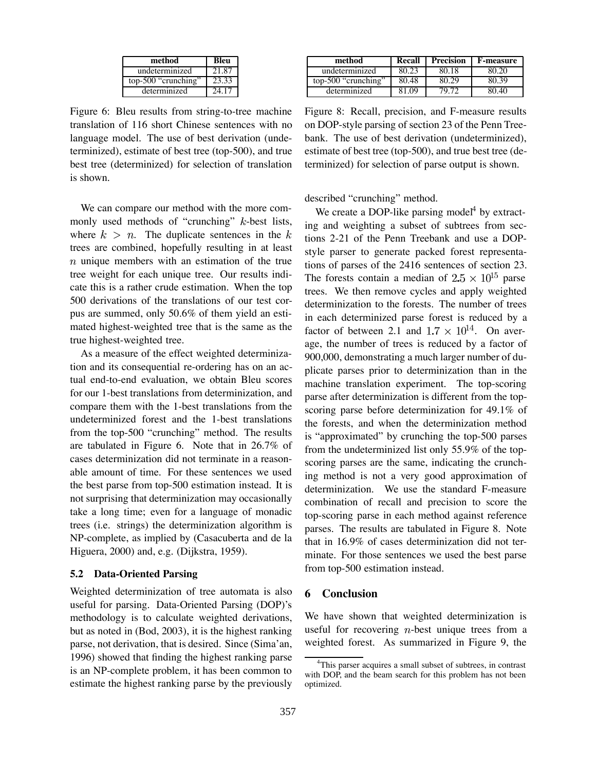| method | Bleu |
| --- | --- |
| undeterminized | 21.87 |
| top-500 "crunching" | 23.33 |
| determinized | 24.17 |

Figure 6: Bleu results from string-to-tree machine translation of 116 short Chinese sentences with no language model. The use of best derivation (undeterminized), estimate of best tree (top-500), and true best tree (determinized) for selection of translation is shown.

We can compare our method with the more commonly used methods of "crunching" $k$-best lists, where $k > n$. The duplicate sentences in the $k$ trees are combined, hopefully resulting in at least $n$ unique members with an estimation of the true tree weight for each unique tree. Our results indicate this is a rather crude estimation. When the top 500 derivations of the translations of our test corpus are summed, only 50.6% of them yield an estimated highest-weighted tree that is the same as the true highest-weighted tree.

As a measure of the effect weighted determinization and its consequential re-ordering has on an actual end-to-end evaluation, we obtain Bleu scores for our 1-best translations from determinization, and compare them with the 1-best translations from the undeterminized forest and the 1-best translations from the top-500 "crunching" method. The results are tabulated in Figure 6. Note that in 26.7% of cases determinization did not terminate in a reasonable amount of time. For these sentences we used the best parse from top-500 estimation instead. It is not surprising that determinization may occasionally take a long time; even for a language of monadic trees (i.e. strings) the determinization algorithm is NP-complete, as implied by (Casacuberta and de la Higuera, 2000) and, e.g. (Dijkstra, 1959).

### 5.2 Data-Oriented Parsing

Weighted determinization of tree automata is also useful for parsing. Data-Oriented Parsing (DOP)'s methodology is to calculate weighted derivations, but as noted in (Bod, 2003), it is the highest ranking parse, not derivation, that is desired. Since (Sima'an, 1996) showed that finding the highest ranking parse is an NP-complete problem, it has been common to estimate the highest ranking parse by the previously described "crunching" method.

| method | Recall | Precision | F-measure |
| --- | --- | --- | --- |
| undeterminized | 80.23 | 80.18 | 80.20 |
| top-500 "crunching" | 80.48 | 80.29 | 80.39 |
| determinized | 81.09 | 79.72 | 80.40 |

Figure 8: Recall, precision, and F-measure results on DOP-style parsing of section 23 of the Penn Treebank. The use of best derivation (undeterminized), estimate of best tree (top-500), and true best tree (determinized) for selection of parse output is shown.

We create a DOP-like parsing model[4] by extracting and weighting a subset of subtrees from sections 2-21 of the Penn Treebank and use a DOP-style parser to generate packed forest representations of parses of the 2416 sentences of section 23. The forests contain a median of $2.5 \times 10^{15}$ parse trees. We then remove cycles and apply weighted determinization to the forests. The number of trees in each determinized parse forest is reduced by a factor of between 2.1 and $1.7 \times 10^{14}$. On average, the number of trees is reduced by a factor of 900,000, demonstrating a much larger number of duplicate parses prior to determinization than in the machine translation experiment. The top-scoring parse after determinization is different from the top-scoring parse before determinization for 49.1% of the forests, and when the determinization method is "approximated" by crunching the top-500 parses from the undeterminized list only 55.9% of the top-scoring parses are the same, indicating the crunching method is not a very good approximation of determinization. We use the standard F-measure combination of recall and precision to score the top-scoring parse in each method against reference parses. The results are tabulated in Figure 8. Note that in 16.9% of cases determinization did not terminate. For those sentences we used the best parse from top-500 estimation instead.

## 6 Conclusion

We have shown that weighted determinization is useful for recovering $n$-best unique trees from a weighted forest. As summarized in Figure 9, the

[4] This parser acquires a small subset of subtrees, in contrast with DOP, and the beam search for this problem has not been optimized.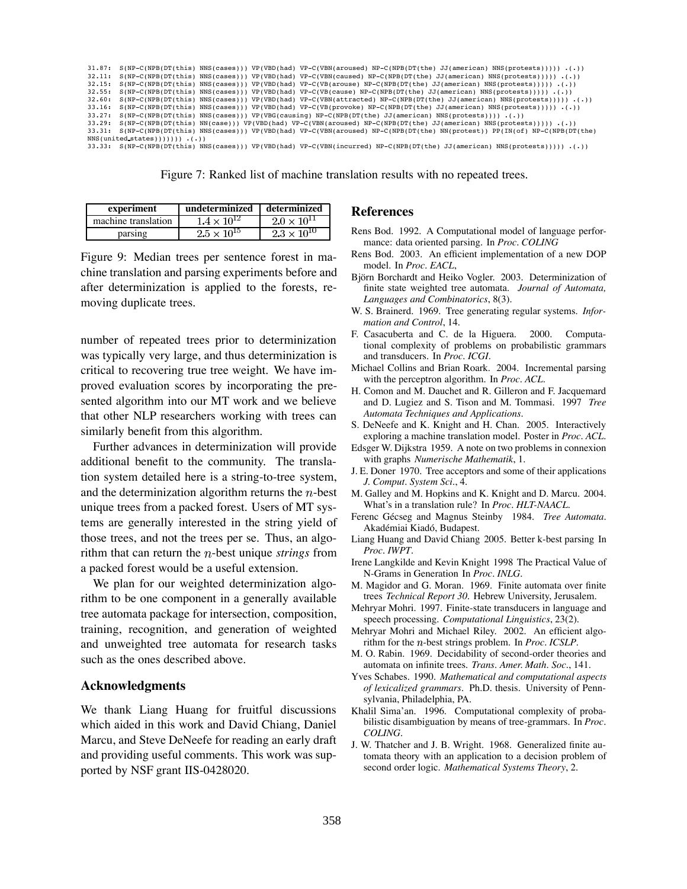```
31.87:  S(NP-C(NPB(DT(this) NNS(cases))) VP(VBD(had) VP-C(VBN(aroused) NP-C(NPB(DT(the) JJ(american) NNS(protests))))) .(.))
32.11:  S(NP-C(NPB(DT(this) NNS(cases))) VP(VBD(had) VP-C(VBN(caused) NP-C(NPB(DT(the) JJ(american) NNS(protests))))) .(.))
32.15:  S(NP-C(NPB(DT(this) NNS(cases))) VP(VBD(had) VP-C(VB(arouse) NP-C(NPB(DT(the) JJ(american) NNS(protests))))) .(.))
32.55:  S(NP-C(NPB(DT(this) NNS(cases))) VP(VBD(had) VP-C(VB(cause) NP-C(NPB(DT(the) JJ(american) NNS(protests))))) .(.))
32.60:  S(NP-C(NPB(DT(this) NNS(cases))) VP(VBD(had) VP-C(VBN(attracted) NP-C(NPB(DT(the) JJ(american) NNS(protests))))) .(.))
33.16:  S(NP-C(NPB(DT(this) NNS(cases))) VP(VBD(had) VP-C(VB(provoke) NP-C(NPB(DT(the) JJ(american) NNS(protests))))) .(.))
33.27:  S(NP-C(NPB(DT(this) NNS(cases))) VP(VBG(causing) NP-C(NPB(DT(the) JJ(american) NNS(protests)))) .(.))
33.29:  S(NP-C(NPB(DT(this) NN(case))) VP(VBD(had) VP-C(VBN(aroused) NP-C(NPB(DT(the) JJ(american) NNS(protests))))) .(.))
33.31:  S(NP-C(NPB(DT(this) NNS(cases))) VP(VBD(had) VP-C(VBN(aroused) NP-C(NPB(DT(the) NN(protest)) PP(IN(of) NP-C(NPB(DT(the)
NNS(united_states))))))) .(.))
33.33:  S(NP-C(NPB(DT(this) NNS(cases))) VP(VBD(had) VP-C(VBN(incurred) NP-C(NPB(DT(the) JJ(american) NNS(protests))))) .(.))
```

Figure 7: Ranked list of machine translation results with no repeated trees.

| experiment | undeterminized | determinized |
|---|---|---|
| machine translation | $1.4 \times 10^{12}$ | $2.0 \times 10^{11}$ |
| parsing | $2.5 \times 10^{15}$ | $2.3 \times 10^{10}$ |

Figure 9: Median trees per sentence forest in machine translation and parsing experiments before and after determinization is applied to the forests, removing duplicate trees.

number of repeated trees prior to determinization was typically very large, and thus determinization is critical to recovering true tree weight. We have improved evaluation scores by incorporating the presented algorithm into our MT work and we believe that other NLP researchers working with trees can similarly benefit from this algorithm.

Further advances in determinization will provide additional benefit to the community. The translation system detailed here is a string-to-tree system, and the determinization algorithm returns the $n$-best unique trees from a packed forest. Users of MT systems are generally interested in the string yield of those trees, and not the trees per se. Thus, an algorithm that can return the $n$-best unique *strings* from a packed forest would be a useful extension.

We plan for our weighted determinization algorithm to be one component in a generally available tree automata package for intersection, composition, training, recognition, and generation of weighted and unweighted tree automata for research tasks such as the ones described above.

## Acknowledgments

We thank Liang Huang for fruitful discussions which aided in this work and David Chiang, Daniel Marcu, and Steve DeNeefe for reading an early draft and providing useful comments. This work was supported by NSF grant IIS-0428020.

## References

Rens Bod. 1992. A Computational model of language performance: data oriented parsing. In *Proc. COLING*

Rens Bod. 2003. An efficient implementation of a new DOP model. In *Proc. EACL*,

Björn Borchardt and Heiko Vogler. 2003. Determinization of finite state weighted tree automata. *Journal of Automata, Languages and Combinatorics*, 8(3).

W. S. Brainerd. 1969. Tree generating regular systems. *Information and Control*, 14.

F. Casacuberta and C. de la Higuera. 2000. Computational complexity of problems on probabilistic grammars and transducers. In *Proc. ICGI*.

Michael Collins and Brian Roark. 2004. Incremental parsing with the perceptron algorithm. In *Proc. ACL*.

H. Comon and M. Dauchet and R. Gilleron and F. Jacquemard and D. Lugiez and S. Tison and M. Tommasi. 1997 *Tree Automata Techniques and Applications*.

S. DeNeefe and K. Knight and H. Chan. 2005. Interactively exploring a machine translation model. Poster in *Proc. ACL*.

Edsger W. Dijkstra 1959. A note on two problems in connexion with graphs *Numerische Mathematik*, 1.

J. E. Doner 1970. Tree acceptors and some of their applications *J. Comput. System Sci.*, 4.

M. Galley and M. Hopkins and K. Knight and D. Marcu. 2004. What's in a translation rule? In *Proc. HLT-NAACL*.

Ferenc Gécseg and Magnus Steinby 1984. *Tree Automata*. Akadémiai Kiadó, Budapest.

Liang Huang and David Chiang 2005. Better k-best parsing In *Proc. IWPT*.

Irene Langkilde and Kevin Knight 1998 The Practical Value of N-Grams in Generation In *Proc. INLG*.

M. Magidor and G. Moran. 1969. Finite automata over finite trees *Technical Report 30*. Hebrew University, Jerusalem.

Mehryar Mohri. 1997. Finite-state transducers in language and speech processing. *Computational Linguistics*, 23(2).

Mehryar Mohri and Michael Riley. 2002. An efficient algorithm for the $n$-best strings problem. In *Proc. ICSLP*.

M. O. Rabin. 1969. Decidability of second-order theories and automata on infinite trees. *Trans. Amer. Math. Soc.*, 141.

Yves Schabes. 1990. *Mathematical and computational aspects of lexicalized grammars*. Ph.D. thesis. University of Pennsylvania, Philadelphia, PA.

Khalil Sima'an. 1996. Computational complexity of probabilistic disambiguation by means of tree-grammars. In *Proc. COLING*.

J. W. Thatcher and J. B. Wright. 1968. Generalized finite automata theory with an application to a decision problem of second order logic. *Mathematical Systems Theory*, 2.